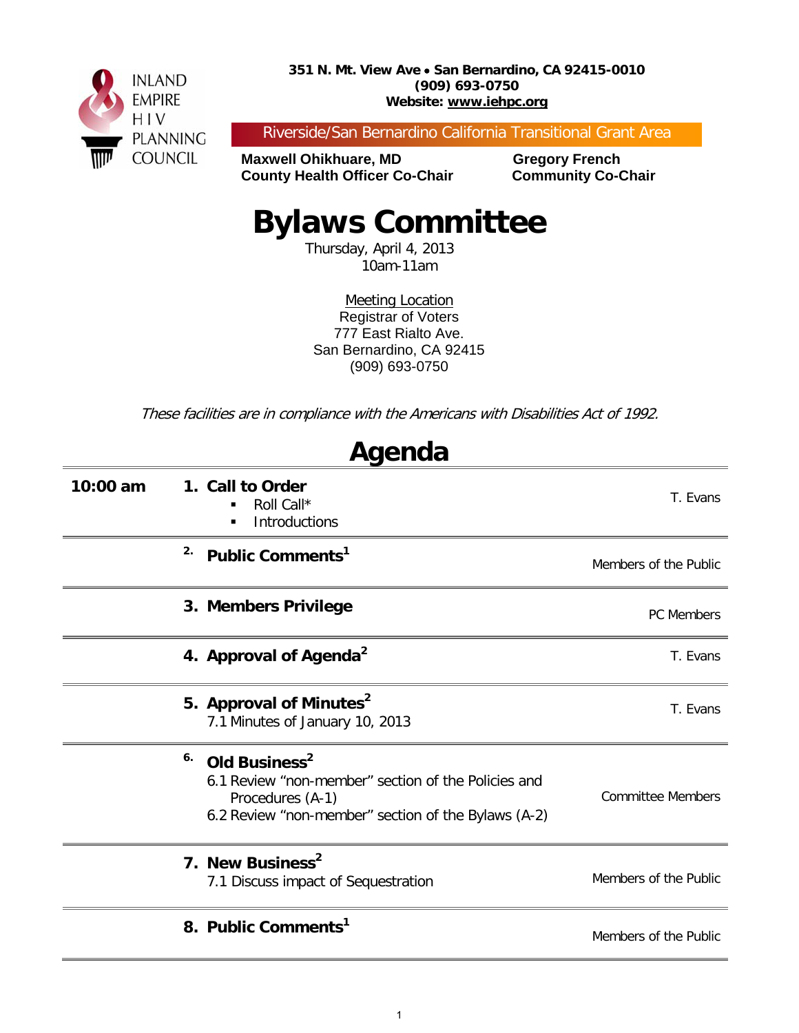INLAND EMPIRE HIV PLANNING COUNCIL

**351 N. Mt. View Ave • San Bernardino, CA 92415-0010**
**(909) 693-0750**
**Website: www.iehpc.org**

Riverside/San Bernardino California Transitional Grant Area

**Maxwell Ohikhuare, MD**
**County Health Officer Co-Chair**

**Gregory French**
**Community Co-Chair**

# Bylaws Committee

Thursday, April 4, 2013
10am-11am

Meeting Location
Registrar of Voters
777 East Rialto Ave.
San Bernardino, CA 92415
(909) 693-0750

*These facilities are in compliance with the Americans with Disabilities Act of 1992.*

## Agenda

| Time | Item | Presenter |
|---|---|---|
| **10:00 am** | **1. Call to Order**<br>▪ Roll Call*<br>▪ Introductions | T. Evans |
| | **2. Public Comments[1]** | Members of the Public |
| | **3. Members Privilege** | PC Members |
| | **4. Approval of Agenda[2]** | T. Evans |
| | **5. Approval of Minutes[2]**<br>7.1 Minutes of January 10, 2013 | T. Evans |
| | **6. Old Business[2]**<br>6.1 Review "non-member" section of the Policies and Procedures (A-1)<br>6.2 Review "non-member" section of the Bylaws (A-2) | Committee Members |
| | **7. New Business[2]**<br>7.1 Discuss impact of Sequestration | Members of the Public |
| | **8. Public Comments[1]** | Members of the Public |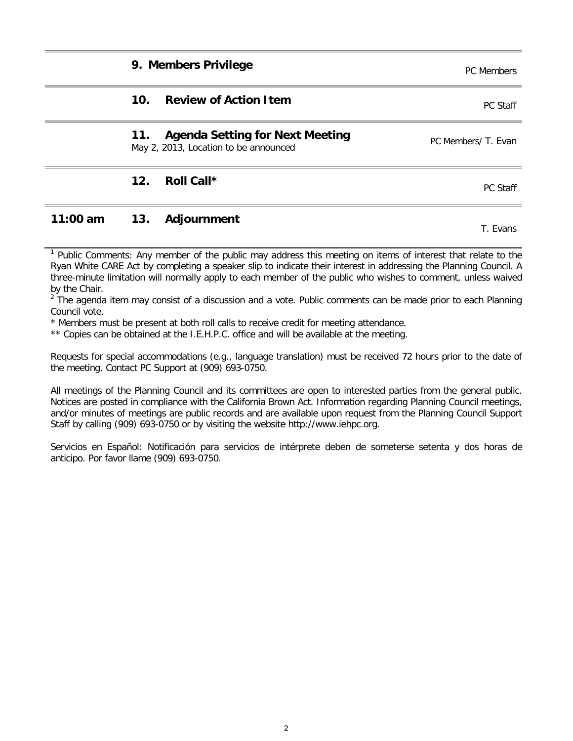| Time | Item | Presenter |
|---|---|---|
| | **9. Members Privilege** | PC Members |
| | **10. Review of Action Item** | PC Staff |
| | **11. Agenda Setting for Next Meeting**<br>May 2, 2013, Location to be announced | PC Members/ T. Evan |
| | **12. Roll Call*** | PC Staff |
| **11:00 am** | **13. Adjournment** | T. Evans |

[1] Public Comments: Any member of the public may address this meeting on items of interest that relate to the Ryan White CARE Act by completing a speaker slip to indicate their interest in addressing the Planning Council. A three-minute limitation will normally apply to each member of the public who wishes to comment, unless waived by the Chair.

[2] The agenda item may consist of a discussion and a vote. Public comments can be made prior to each Planning Council vote.

* Members must be present at both roll calls to receive credit for meeting attendance.

** Copies can be obtained at the I.E.H.P.C. office and will be available at the meeting.

Requests for special accommodations (e.g., language translation) must be received 72 hours prior to the date of the meeting. Contact PC Support at (909) 693-0750.

All meetings of the Planning Council and its committees are open to interested parties from the general public. Notices are posted in compliance with the California Brown Act. Information regarding Planning Council meetings, and/or minutes of meetings are public records and are available upon request from the Planning Council Support Staff by calling (909) 693-0750 or by visiting the website http://www.iehpc.org.

Servicios en Español: Notificación para servicios de intérprete deben de someterse setenta y dos horas de anticipo. Por favor llame (909) 693-0750.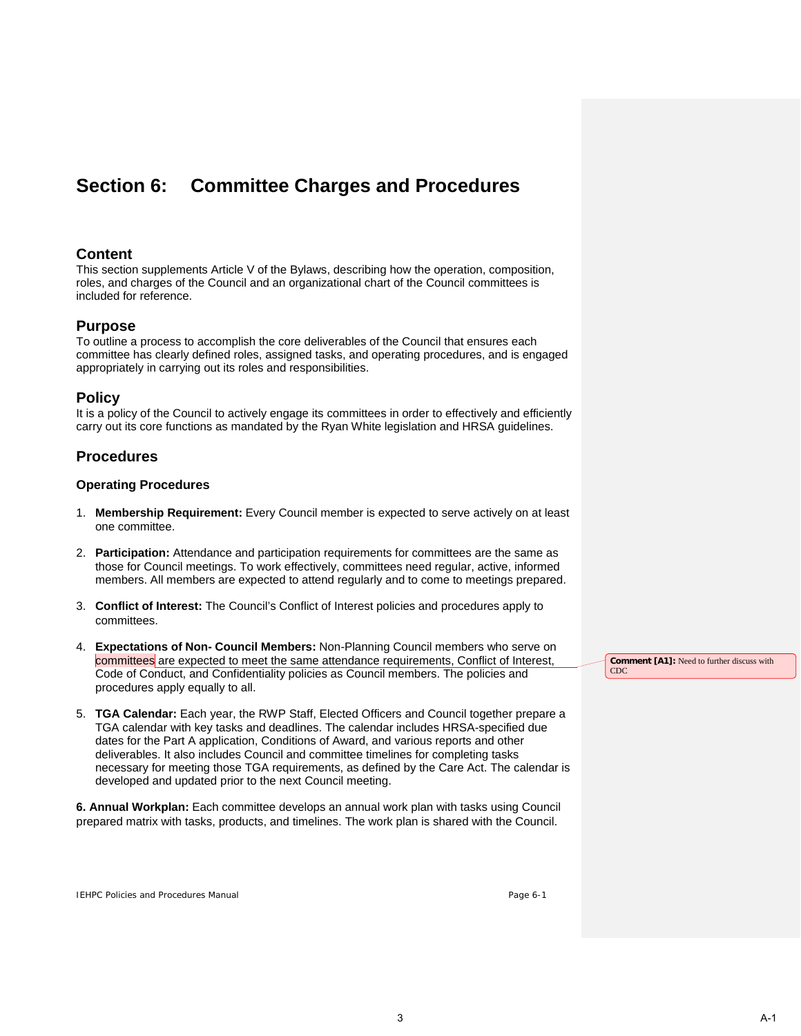# Section 6: Committee Charges and Procedures

## Content

This section supplements Article V of the Bylaws, describing how the operation, composition, roles, and charges of the Council and an organizational chart of the Council committees is included for reference.

## Purpose

To outline a process to accomplish the core deliverables of the Council that ensures each committee has clearly defined roles, assigned tasks, and operating procedures, and is engaged appropriately in carrying out its roles and responsibilities.

## Policy

It is a policy of the Council to actively engage its committees in order to effectively and efficiently carry out its core functions as mandated by the Ryan White legislation and HRSA guidelines.

## Procedures

### Operating Procedures

1. **Membership Requirement:** Every Council member is expected to serve actively on at least one committee.

2. **Participation:** Attendance and participation requirements for committees are the same as those for Council meetings. To work effectively, committees need regular, active, informed members. All members are expected to attend regularly and to come to meetings prepared.

3. **Conflict of Interest:** The Council's Conflict of Interest policies and procedures apply to committees.

4. **Expectations of Non- Council Members:** Non-Planning Council members who serve on committees are expected to meet the same attendance requirements, Conflict of Interest, Code of Conduct, and Confidentiality policies as Council members. The policies and procedures apply equally to all.

   **Comment [A1]:** Need to further discuss with CDC

5. **TGA Calendar:** Each year, the RWP Staff, Elected Officers and Council together prepare a TGA calendar with key tasks and deadlines. The calendar includes HRSA-specified due dates for the Part A application, Conditions of Award, and various reports and other deliverables. It also includes Council and committee timelines for completing tasks necessary for meeting those TGA requirements, as defined by the Care Act. The calendar is developed and updated prior to the next Council meeting.

**6. Annual Workplan:** Each committee develops an annual work plan with tasks using Council prepared matrix with tasks, products, and timelines. The work plan is shared with the Council.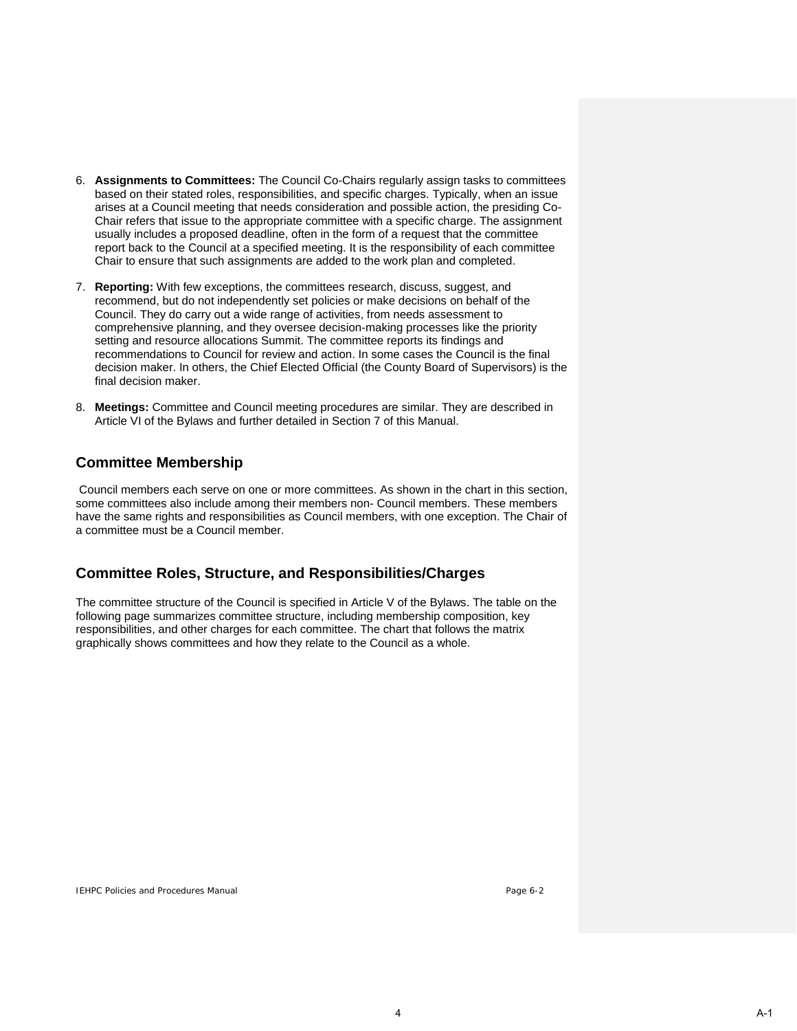6. **Assignments to Committees:** The Council Co-Chairs regularly assign tasks to committees based on their stated roles, responsibilities, and specific charges. Typically, when an issue arises at a Council meeting that needs consideration and possible action, the presiding Co-Chair refers that issue to the appropriate committee with a specific charge. The assignment usually includes a proposed deadline, often in the form of a request that the committee report back to the Council at a specified meeting. It is the responsibility of each committee Chair to ensure that such assignments are added to the work plan and completed.

7. **Reporting:** With few exceptions, the committees research, discuss, suggest, and recommend, but do not independently set policies or make decisions on behalf of the Council. They do carry out a wide range of activities, from needs assessment to comprehensive planning, and they oversee decision-making processes like the priority setting and resource allocations Summit. The committee reports its findings and recommendations to Council for review and action. In some cases the Council is the final decision maker. In others, the Chief Elected Official (the County Board of Supervisors) is the final decision maker.

8. **Meetings:** Committee and Council meeting procedures are similar. They are described in Article VI of the Bylaws and further detailed in Section 7 of this Manual.

## Committee Membership

Council members each serve on one or more committees. As shown in the chart in this section, some committees also include among their members non- Council members. These members have the same rights and responsibilities as Council members, with one exception. The Chair of a committee must be a Council member.

## Committee Roles, Structure, and Responsibilities/Charges

The committee structure of the Council is specified in Article V of the Bylaws. The table on the following page summarizes committee structure, including membership composition, key responsibilities, and other charges for each committee. The chart that follows the matrix graphically shows committees and how they relate to the Council as a whole.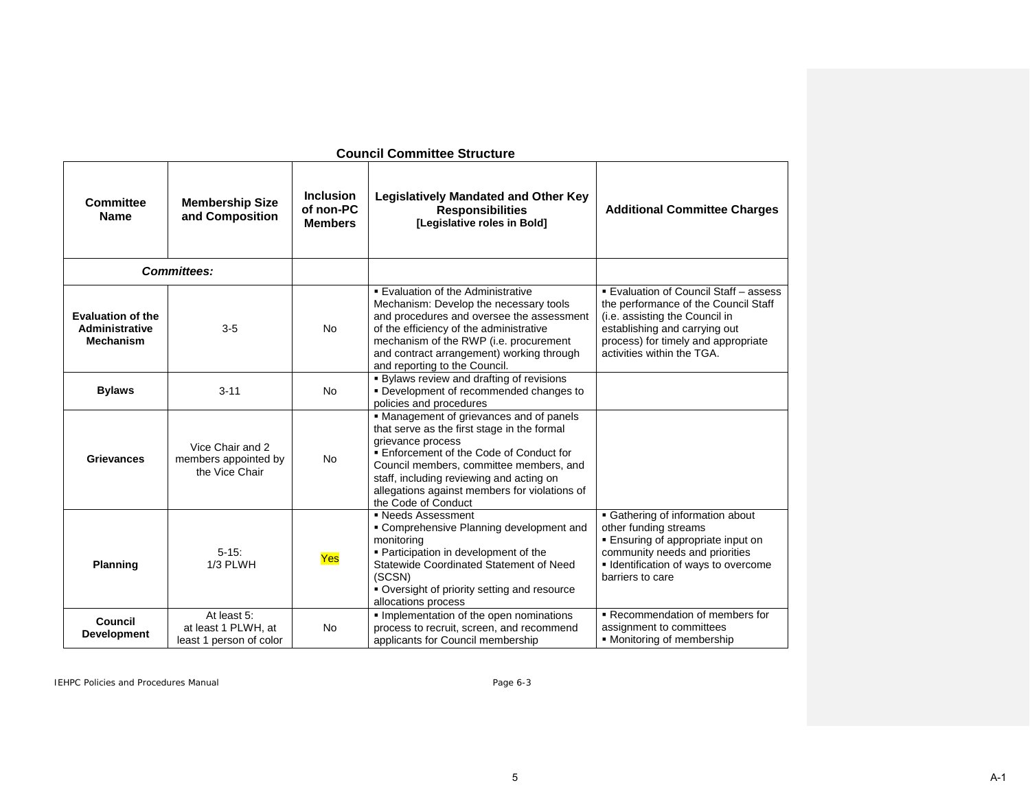## Council Committee Structure

| Committee Name | Membership Size and Composition | Inclusion of non-PC Members | Legislatively Mandated and Other Key Responsibilities [Legislative roles in Bold] | Additional Committee Charges |
|---|---|---|---|---|
| ***Committees:*** | | | | |
| **Evaluation of the Administrative Mechanism** | 3-5 | No | ▪ Evaluation of the Administrative Mechanism: Develop the necessary tools and procedures and oversee the assessment of the efficiency of the administrative mechanism of the RWP (i.e. procurement and contract arrangement) working through and reporting to the Council. | ▪ Evaluation of Council Staff – assess the performance of the Council Staff (i.e. assisting the Council in establishing and carrying out process) for timely and appropriate activities within the TGA. |
| **Bylaws** | 3-11 | No | ▪ Bylaws review and drafting of revisions<br>▪ Development of recommended changes to policies and procedures | |
| **Grievances** | Vice Chair and 2 members appointed by the Vice Chair | No | ▪ Management of grievances and of panels that serve as the first stage in the formal grievance process<br>▪ Enforcement of the Code of Conduct for Council members, committee members, and staff, including reviewing and acting on allegations against members for violations of the Code of Conduct | |
| **Planning** | 5-15:<br>1/3 PLWH | Yes | ▪ Needs Assessment<br>▪ Comprehensive Planning development and monitoring<br>▪ Participation in development of the Statewide Coordinated Statement of Need (SCSN)<br>▪ Oversight of priority setting and resource allocations process | ▪ Gathering of information about other funding streams<br>▪ Ensuring of appropriate input on community needs and priorities<br>▪ Identification of ways to overcome barriers to care |
| **Council Development** | At least 5:<br>at least 1 PLWH, at least 1 person of color | No | ▪ Implementation of the open nominations process to recruit, screen, and recommend applicants for Council membership | ▪ Recommendation of members for assignment to committees<br>▪ Monitoring of membership |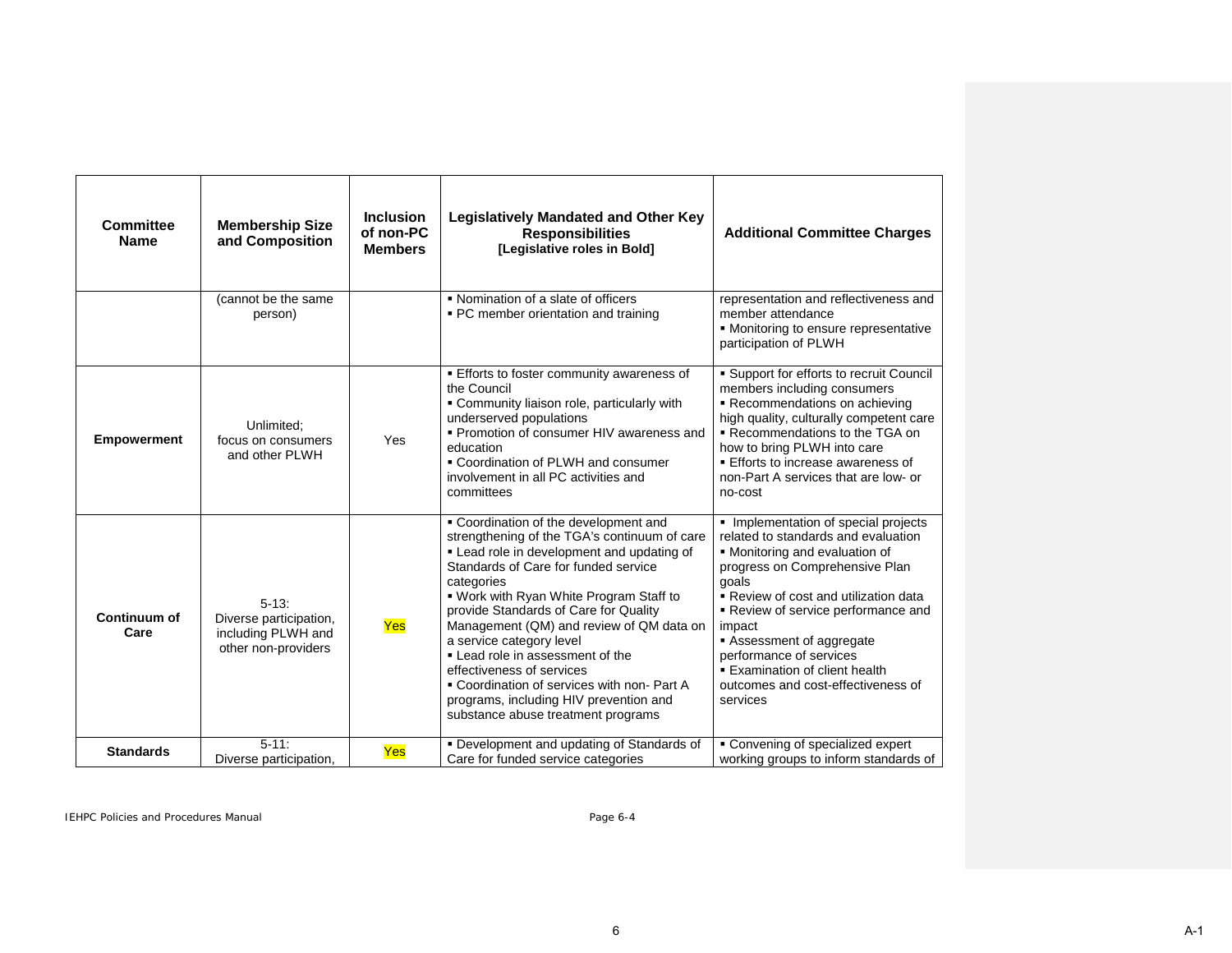| Committee Name | Membership Size and Composition | Inclusion of non-PC Members | Legislatively Mandated and Other Key Responsibilities [Legislative roles in Bold] | Additional Committee Charges |
|---|---|---|---|---|
| | (cannot be the same person) | | ▪ Nomination of a slate of officers<br>▪ PC member orientation and training | representation and reflectiveness and member attendance<br>▪ Monitoring to ensure representative participation of PLWH |
| **Empowerment** | Unlimited; focus on consumers and other PLWH | Yes | ▪ Efforts to foster community awareness of the Council<br>▪ Community liaison role, particularly with underserved populations<br>▪ Promotion of consumer HIV awareness and education<br>▪ Coordination of PLWH and consumer involvement in all PC activities and committees | ▪ Support for efforts to recruit Council members including consumers<br>▪ Recommendations on achieving high quality, culturally competent care<br>▪ Recommendations to the TGA on how to bring PLWH into care<br>▪ Efforts to increase awareness of non-Part A services that are low- or no-cost |
| **Continuum of Care** | 5-13: Diverse participation, including PLWH and other non-providers | Yes | ▪ Coordination of the development and strengthening of the TGA's continuum of care<br>▪ Lead role in development and updating of Standards of Care for funded service categories<br>▪ Work with Ryan White Program Staff to provide Standards of Care for Quality Management (QM) and review of QM data on a service category level<br>▪ Lead role in assessment of the effectiveness of services<br>▪ Coordination of services with non- Part A programs, including HIV prevention and substance abuse treatment programs | ▪ Implementation of special projects related to standards and evaluation<br>▪ Monitoring and evaluation of progress on Comprehensive Plan goals<br>▪ Review of cost and utilization data<br>▪ Review of service performance and impact<br>▪ Assessment of aggregate performance of services<br>▪ Examination of client health outcomes and cost-effectiveness of services |
| **Standards** | 5-11: Diverse participation, | Yes | ▪ Development and updating of Standards of Care for funded service categories | ▪ Convening of specialized expert working groups to inform standards of |

IEHPC Policies and Procedures Manual Page 6-4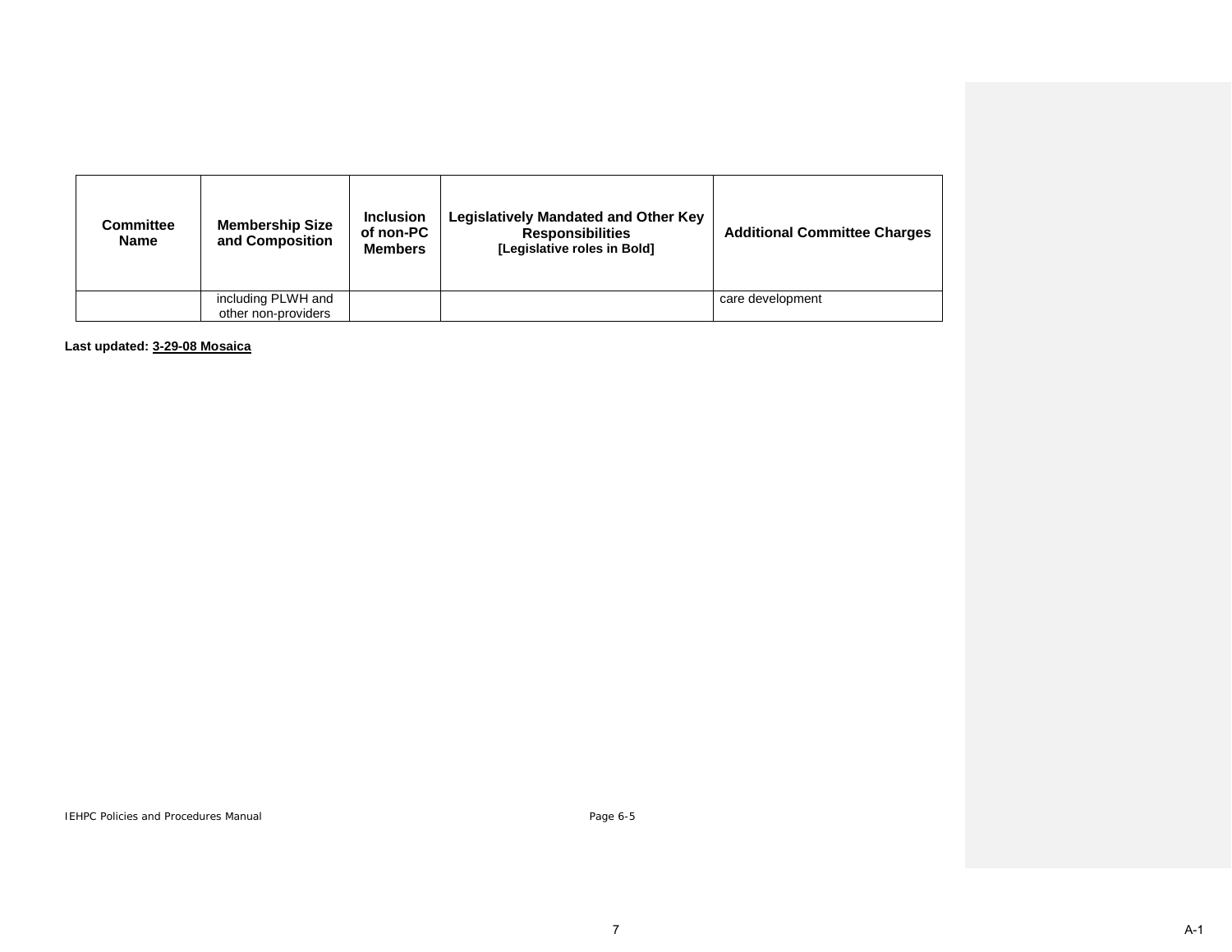| Committee Name | Membership Size and Composition | Inclusion of non-PC Members | Legislatively Mandated and Other Key Responsibilities [Legislative roles in Bold] | Additional Committee Charges |
|---|---|---|---|---|
| | including PLWH and other non-providers | | | care development |

**Last updated: 3-29-08 Mosaica**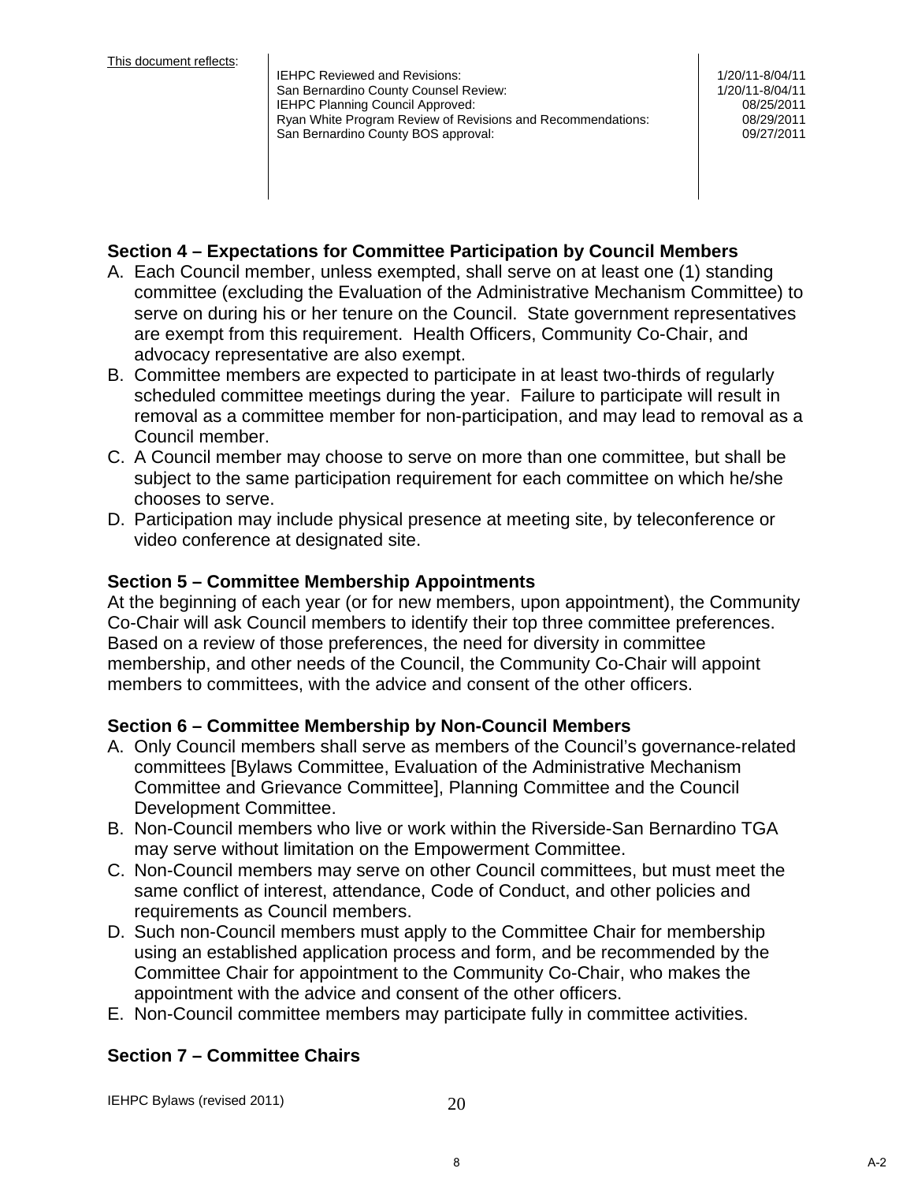This document reflects:

| | |
|---|---|
| IEHPC Reviewed and Revisions: | 1/20/11-8/04/11 |
| San Bernardino County Counsel Review: | 1/20/11-8/04/11 |
| IEHPC Planning Council Approved: | 08/25/2011 |
| Ryan White Program Review of Revisions and Recommendations: | 08/29/2011 |
| San Bernardino County BOS approval: | 09/27/2011 |

### Section 4 – Expectations for Committee Participation by Council Members

A. Each Council member, unless exempted, shall serve on at least one (1) standing committee (excluding the Evaluation of the Administrative Mechanism Committee) to serve on during his or her tenure on the Council. State government representatives are exempt from this requirement. Health Officers, Community Co-Chair, and advocacy representative are also exempt.
B. Committee members are expected to participate in at least two-thirds of regularly scheduled committee meetings during the year. Failure to participate will result in removal as a committee member for non-participation, and may lead to removal as a Council member.
C. A Council member may choose to serve on more than one committee, but shall be subject to the same participation requirement for each committee on which he/she chooses to serve.
D. Participation may include physical presence at meeting site, by teleconference or video conference at designated site.

### Section 5 – Committee Membership Appointments

At the beginning of each year (or for new members, upon appointment), the Community Co-Chair will ask Council members to identify their top three committee preferences. Based on a review of those preferences, the need for diversity in committee membership, and other needs of the Council, the Community Co-Chair will appoint members to committees, with the advice and consent of the other officers.

### Section 6 – Committee Membership by Non-Council Members

A. Only Council members shall serve as members of the Council's governance-related committees [Bylaws Committee, Evaluation of the Administrative Mechanism Committee and Grievance Committee], Planning Committee and the Council Development Committee.
B. Non-Council members who live or work within the Riverside-San Bernardino TGA may serve without limitation on the Empowerment Committee.
C. Non-Council members may serve on other Council committees, but must meet the same conflict of interest, attendance, Code of Conduct, and other policies and requirements as Council members.
D. Such non-Council members must apply to the Committee Chair for membership using an established application process and form, and be recommended by the Committee Chair for appointment to the Community Co-Chair, who makes the appointment with the advice and consent of the other officers.
E. Non-Council committee members may participate fully in committee activities.

### Section 7 – Committee Chairs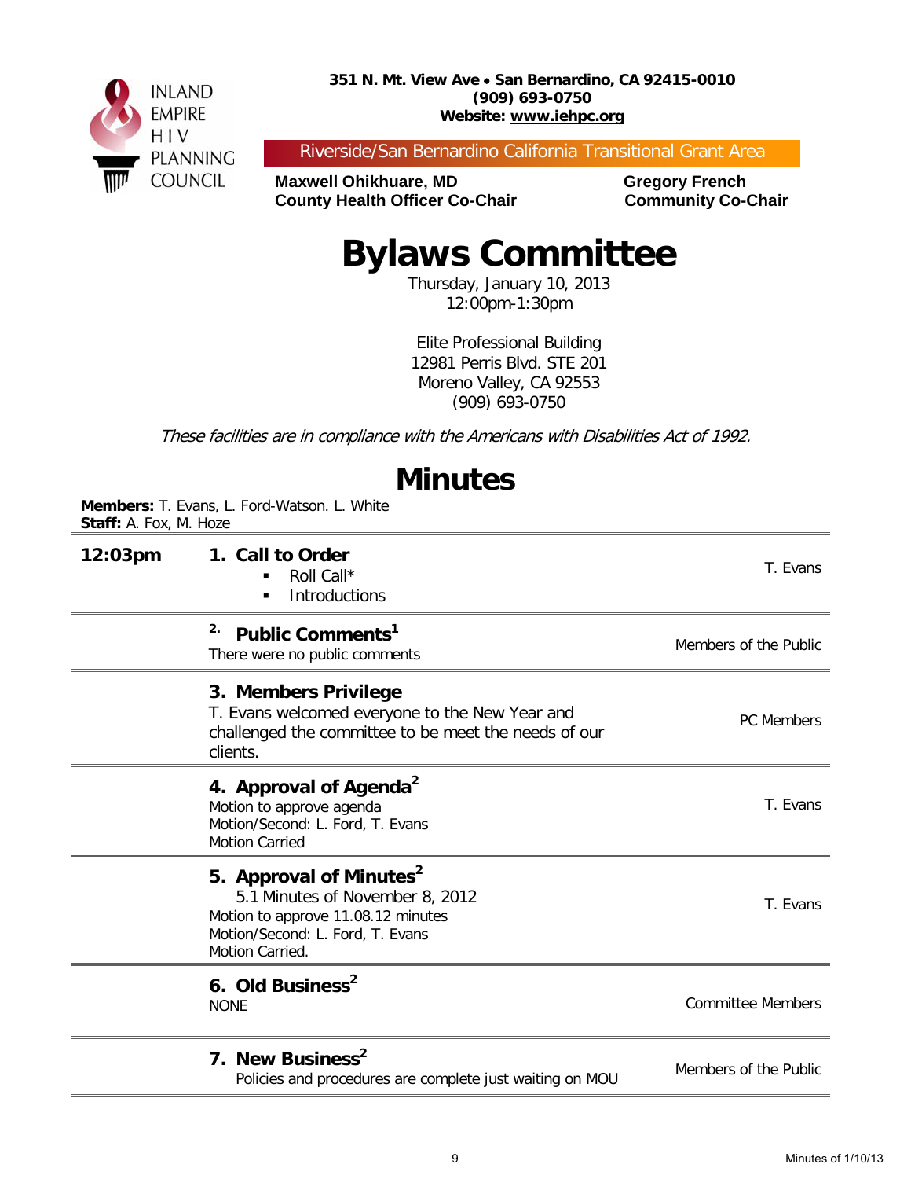INLAND EMPIRE HIV PLANNING COUNCIL

**351 N. Mt. View Ave • San Bernardino, CA 92415-0010**
**(909) 693-0750**
**Website: www.iehpc.org**

Riverside/San Bernardino California Transitional Grant Area

**Maxwell Ohikhuare, MD**
**County Health Officer Co-Chair**

**Gregory French**
**Community Co-Chair**

# Bylaws Committee

Thursday, January 10, 2013
12:00pm-1:30pm

Elite Professional Building
12981 Perris Blvd. STE 201
Moreno Valley, CA 92553
(909) 693-0750

*These facilities are in compliance with the Americans with Disabilities Act of 1992.*

# Minutes

**Members:** T. Evans, L. Ford-Watson. L. White
**Staff:** A. Fox, M. Hoze

| Time | Item | Presenter |
|---|---|---|
| **12:03pm** | **1. Call to Order**<br>▪ Roll Call*<br>▪ Introductions | T. Evans |
| | **2. Public Comments[1]**<br>There were no public comments | Members of the Public |
| | **3. Members Privilege**<br>T. Evans welcomed everyone to the New Year and challenged the committee to be meet the needs of our clients. | PC Members |
| | **4. Approval of Agenda[2]**<br>Motion to approve agenda<br>Motion/Second: L. Ford, T. Evans<br>Motion Carried | T. Evans |
| | **5. Approval of Minutes[2]**<br>5.1 Minutes of November 8, 2012<br>Motion to approve 11.08.12 minutes<br>Motion/Second: L. Ford, T. Evans<br>Motion Carried. | T. Evans |
| | **6. Old Business[2]**<br>NONE | Committee Members |
| | **7. New Business[2]**<br>Policies and procedures are complete just waiting on MOU | Members of the Public |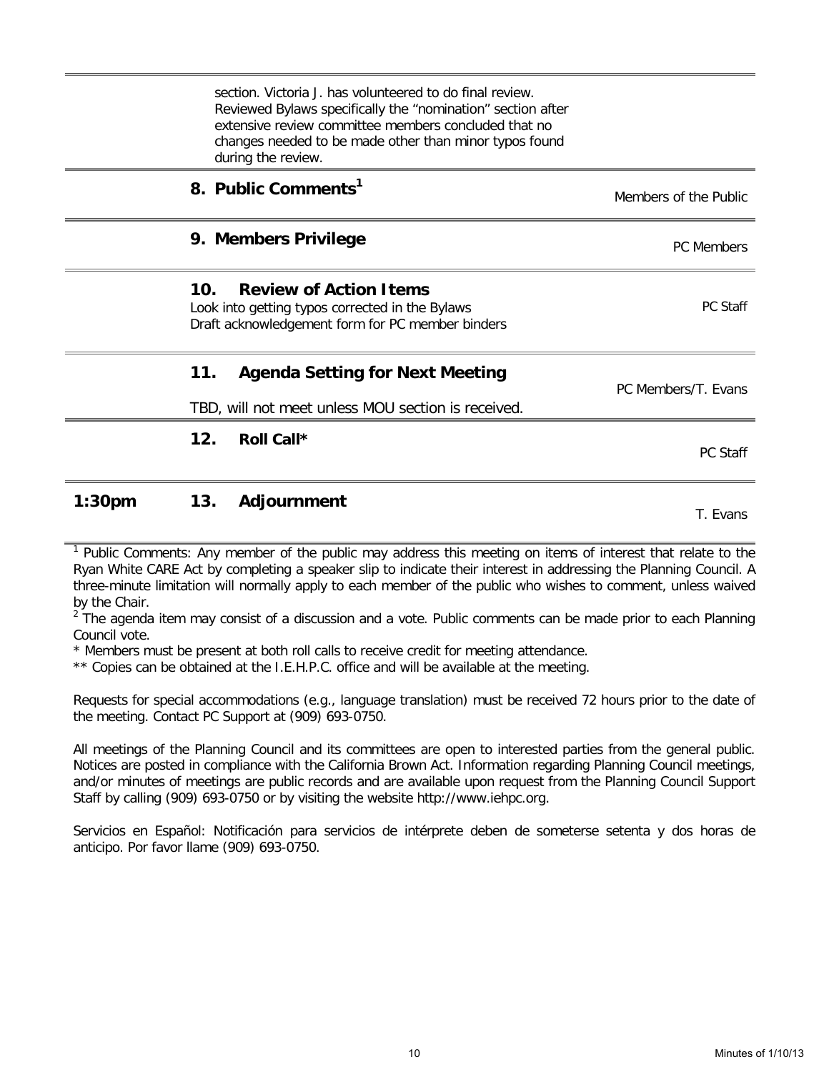section. Victoria J. has volunteered to do final review. Reviewed Bylaws specifically the "nomination" section after extensive review committee members concluded that no changes needed to be made other than minor typos found during the review.

| | | |
|---|---|---|
| | **8. Public Comments[1]** | Members of the Public |
| | **9. Members Privilege** | PC Members |
| | **10. Review of Action Items**<br>Look into getting typos corrected in the Bylaws<br>Draft acknowledgement form for PC member binders | PC Staff |
| | **11. Agenda Setting for Next Meeting**<br>TBD, will not meet unless MOU section is received. | PC Members/T. Evans |
| | **12. Roll Call*** | PC Staff |
| **1:30pm** | **13. Adjournment** | T. Evans |

[1] Public Comments: Any member of the public may address this meeting on items of interest that relate to the Ryan White CARE Act by completing a speaker slip to indicate their interest in addressing the Planning Council. A three-minute limitation will normally apply to each member of the public who wishes to comment, unless waived by the Chair.

[2] The agenda item may consist of a discussion and a vote. Public comments can be made prior to each Planning Council vote.

* Members must be present at both roll calls to receive credit for meeting attendance.

** Copies can be obtained at the I.E.H.P.C. office and will be available at the meeting.

Requests for special accommodations (e.g., language translation) must be received 72 hours prior to the date of the meeting. Contact PC Support at (909) 693-0750.

All meetings of the Planning Council and its committees are open to interested parties from the general public. Notices are posted in compliance with the California Brown Act. Information regarding Planning Council meetings, and/or minutes of meetings are public records and are available upon request from the Planning Council Support Staff by calling (909) 693-0750 or by visiting the website http://www.iehpc.org.

Servicios en Español: Notificación para servicios de intérprete deben de someterse setenta y dos horas de anticipo. Por favor llame (909) 693-0750.